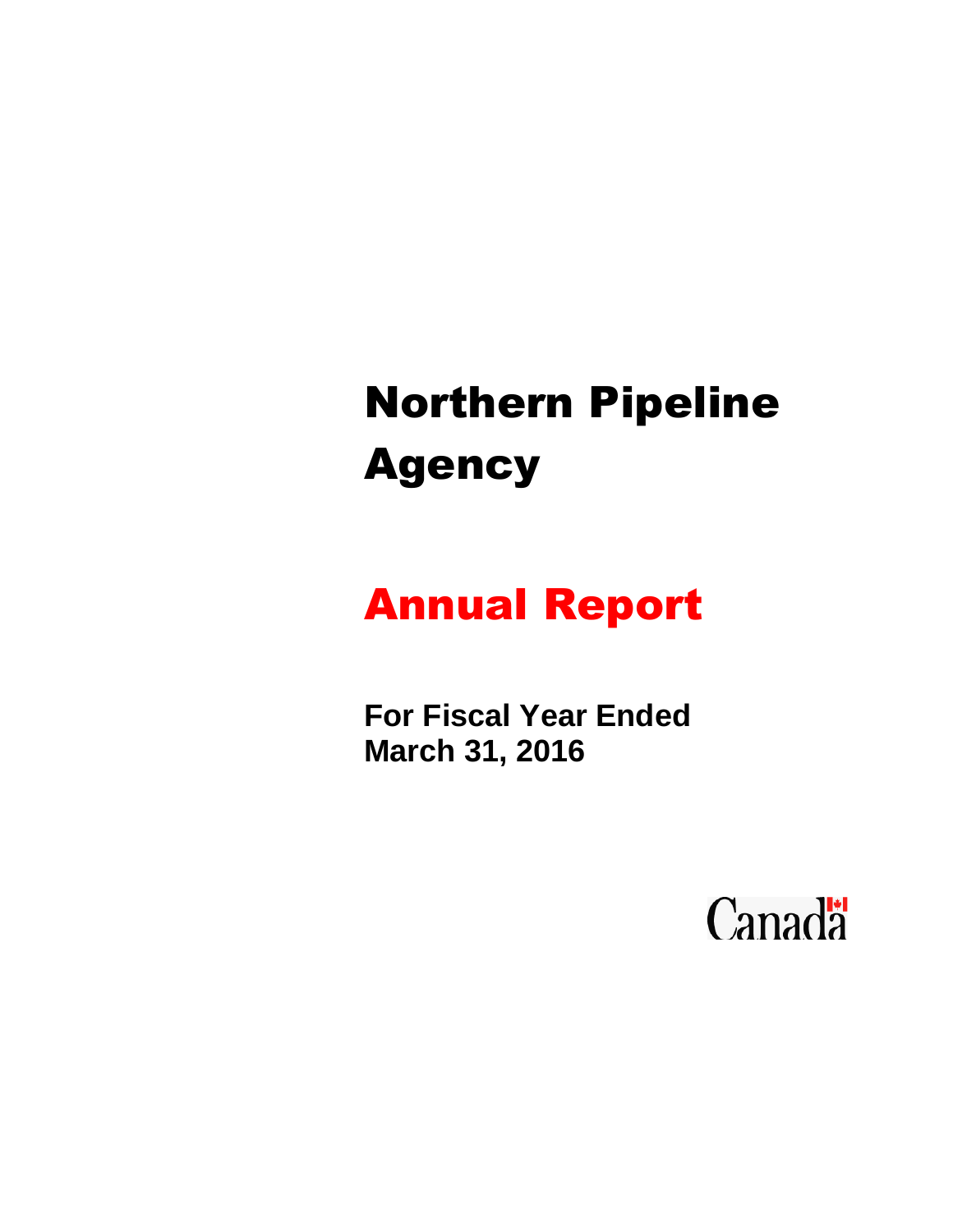# Northern Pipeline Agency

# Annual Report

**For Fiscal Year Ended March 31, 2016**

Canada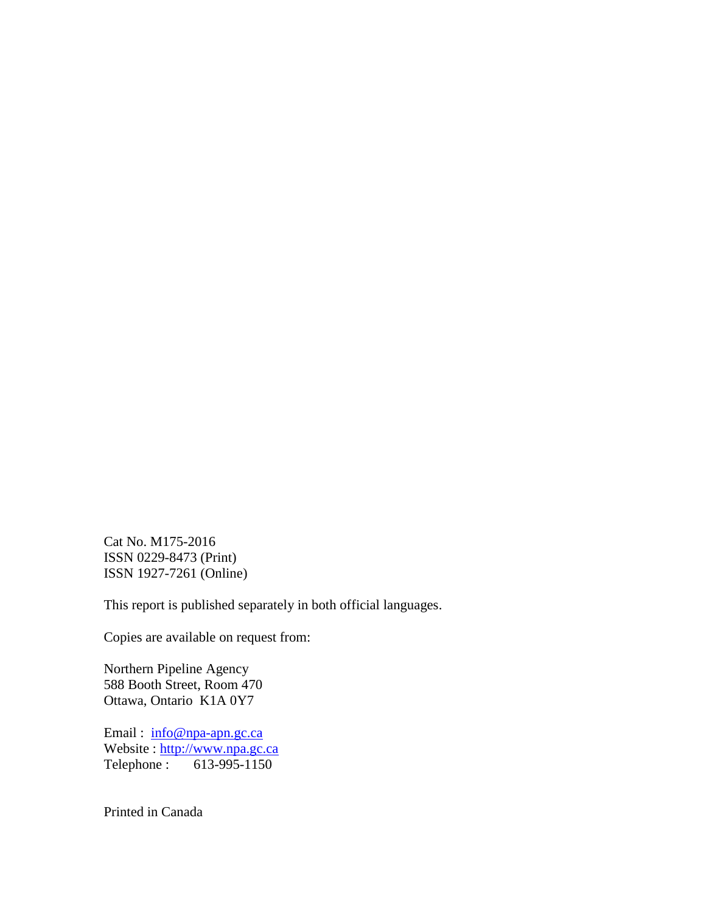Cat No. M175-2016
ISSN 0229-8473 (Print)
ISSN 1927-7261 (Online)

This report is published separately in both official languages.

Copies are available on request from:

Northern Pipeline Agency
588 Booth Street, Room 470
Ottawa, Ontario K1A 0Y7

Email : info@npa-apn.gc.ca
Website : http://www.npa.gc.ca
Telephone : 613-995-1150

Printed in Canada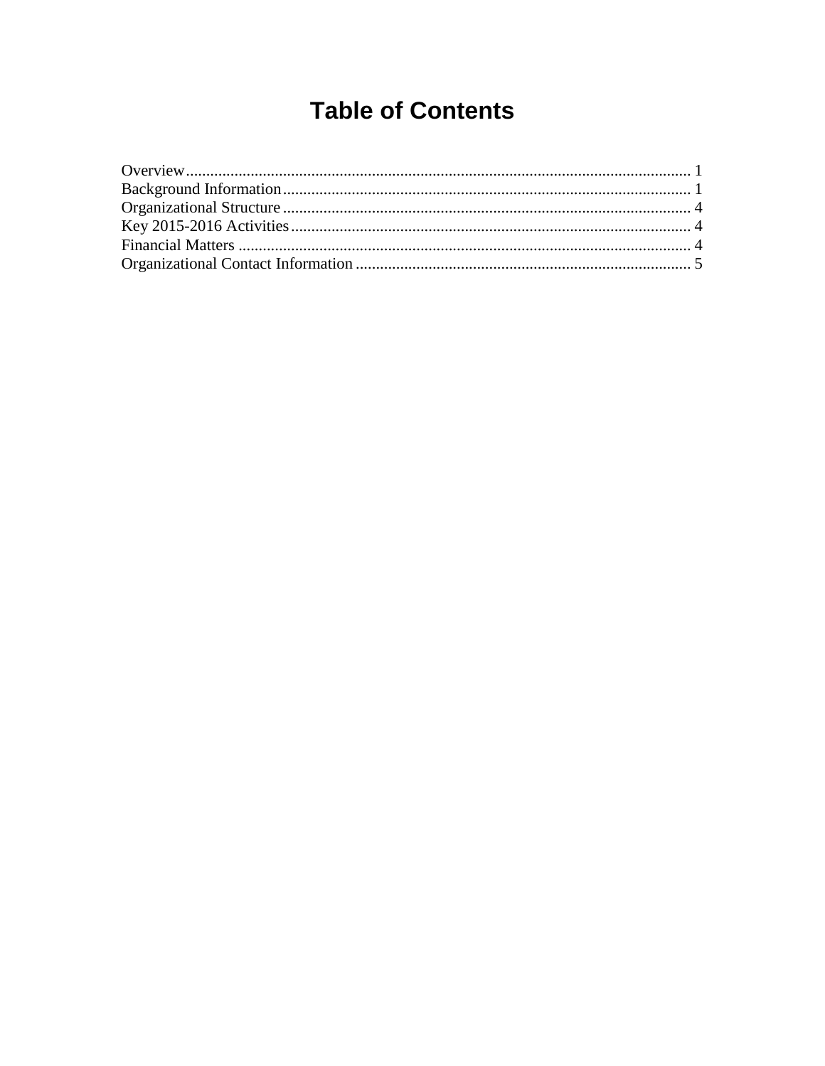# Table of Contents

Overview ........................................................................................................................ 1
Background Information ................................................................................................ 1
Organizational Structure ................................................................................................ 4
Key 2015-2016 Activities ............................................................................................... 4
Financial Matters ............................................................................................................ 4
Organizational Contact Information ............................................................................... 5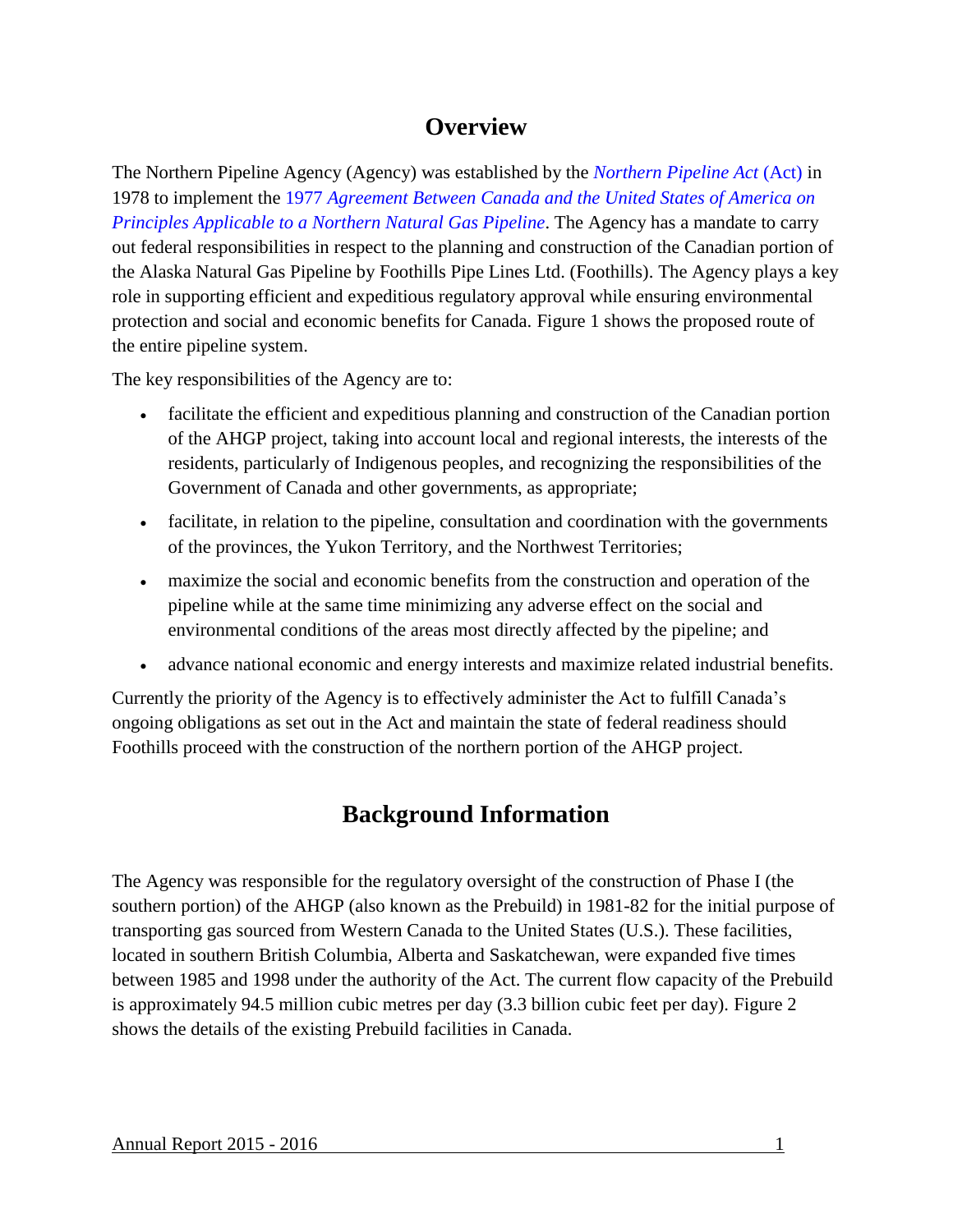# Overview

The Northern Pipeline Agency (Agency) was established by the *Northern Pipeline Act* (Act) in 1978 to implement the 1977 *Agreement Between Canada and the United States of America on Principles Applicable to a Northern Natural Gas Pipeline*. The Agency has a mandate to carry out federal responsibilities in respect to the planning and construction of the Canadian portion of the Alaska Natural Gas Pipeline by Foothills Pipe Lines Ltd. (Foothills). The Agency plays a key role in supporting efficient and expeditious regulatory approval while ensuring environmental protection and social and economic benefits for Canada. Figure 1 shows the proposed route of the entire pipeline system.

The key responsibilities of the Agency are to:

- facilitate the efficient and expeditious planning and construction of the Canadian portion of the AHGP project, taking into account local and regional interests, the interests of the residents, particularly of Indigenous peoples, and recognizing the responsibilities of the Government of Canada and other governments, as appropriate;
- facilitate, in relation to the pipeline, consultation and coordination with the governments of the provinces, the Yukon Territory, and the Northwest Territories;
- maximize the social and economic benefits from the construction and operation of the pipeline while at the same time minimizing any adverse effect on the social and environmental conditions of the areas most directly affected by the pipeline; and
- advance national economic and energy interests and maximize related industrial benefits.

Currently the priority of the Agency is to effectively administer the Act to fulfill Canada's ongoing obligations as set out in the Act and maintain the state of federal readiness should Foothills proceed with the construction of the northern portion of the AHGP project.

# Background Information

The Agency was responsible for the regulatory oversight of the construction of Phase I (the southern portion) of the AHGP (also known as the Prebuild) in 1981-82 for the initial purpose of transporting gas sourced from Western Canada to the United States (U.S.). These facilities, located in southern British Columbia, Alberta and Saskatchewan, were expanded five times between 1985 and 1998 under the authority of the Act. The current flow capacity of the Prebuild is approximately 94.5 million cubic metres per day (3.3 billion cubic feet per day). Figure 2 shows the details of the existing Prebuild facilities in Canada.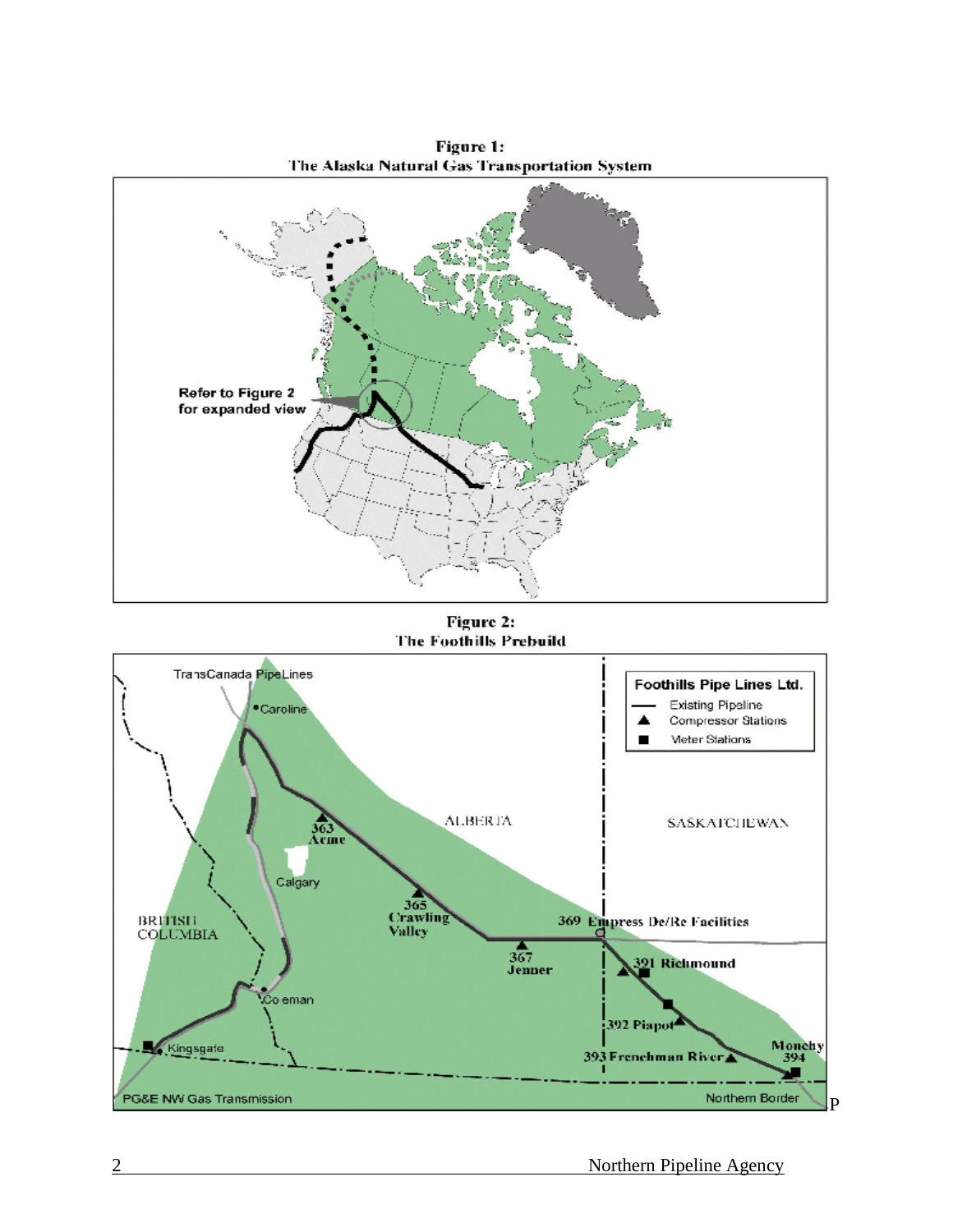**Figure 1:**
**The Alaska Natural Gas Transportation System**

**Figure 2:**
**The Foothills Prebuild**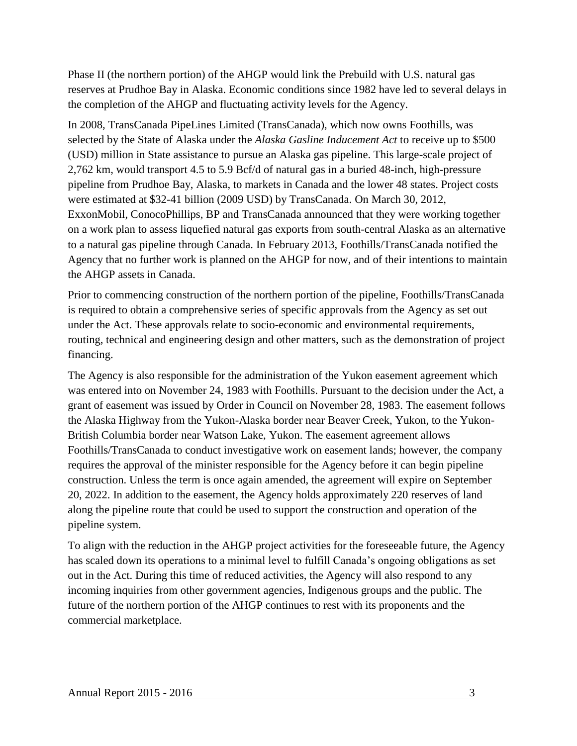Phase II (the northern portion) of the AHGP would link the Prebuild with U.S. natural gas reserves at Prudhoe Bay in Alaska. Economic conditions since 1982 have led to several delays in the completion of the AHGP and fluctuating activity levels for the Agency.

In 2008, TransCanada PipeLines Limited (TransCanada), which now owns Foothills, was selected by the State of Alaska under the *Alaska Gasline Inducement Act* to receive up to $500 (USD) million in State assistance to pursue an Alaska gas pipeline. This large-scale project of 2,762 km, would transport 4.5 to 5.9 Bcf/d of natural gas in a buried 48-inch, high-pressure pipeline from Prudhoe Bay, Alaska, to markets in Canada and the lower 48 states. Project costs were estimated at $32-41 billion (2009 USD) by TransCanada. On March 30, 2012, ExxonMobil, ConocoPhillips, BP and TransCanada announced that they were working together on a work plan to assess liquefied natural gas exports from south-central Alaska as an alternative to a natural gas pipeline through Canada. In February 2013, Foothills/TransCanada notified the Agency that no further work is planned on the AHGP for now, and of their intentions to maintain the AHGP assets in Canada.

Prior to commencing construction of the northern portion of the pipeline, Foothills/TransCanada is required to obtain a comprehensive series of specific approvals from the Agency as set out under the Act. These approvals relate to socio-economic and environmental requirements, routing, technical and engineering design and other matters, such as the demonstration of project financing.

The Agency is also responsible for the administration of the Yukon easement agreement which was entered into on November 24, 1983 with Foothills. Pursuant to the decision under the Act, a grant of easement was issued by Order in Council on November 28, 1983. The easement follows the Alaska Highway from the Yukon-Alaska border near Beaver Creek, Yukon, to the Yukon-British Columbia border near Watson Lake, Yukon. The easement agreement allows Foothills/TransCanada to conduct investigative work on easement lands; however, the company requires the approval of the minister responsible for the Agency before it can begin pipeline construction. Unless the term is once again amended, the agreement will expire on September 20, 2022. In addition to the easement, the Agency holds approximately 220 reserves of land along the pipeline route that could be used to support the construction and operation of the pipeline system.

To align with the reduction in the AHGP project activities for the foreseeable future, the Agency has scaled down its operations to a minimal level to fulfill Canada's ongoing obligations as set out in the Act. During this time of reduced activities, the Agency will also respond to any incoming inquiries from other government agencies, Indigenous groups and the public. The future of the northern portion of the AHGP continues to rest with its proponents and the commercial marketplace.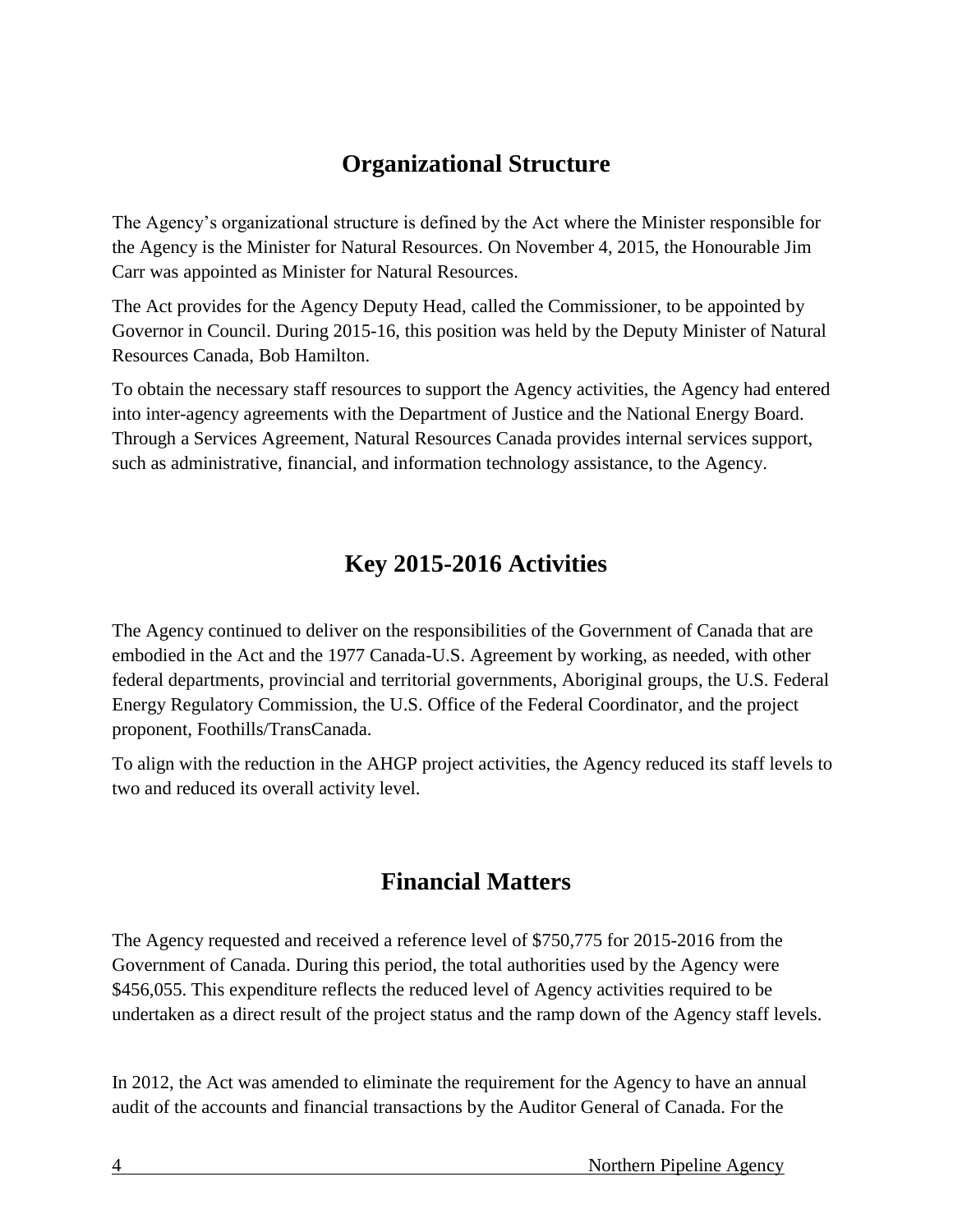## Organizational Structure

The Agency's organizational structure is defined by the Act where the Minister responsible for the Agency is the Minister for Natural Resources. On November 4, 2015, the Honourable Jim Carr was appointed as Minister for Natural Resources.

The Act provides for the Agency Deputy Head, called the Commissioner, to be appointed by Governor in Council. During 2015-16, this position was held by the Deputy Minister of Natural Resources Canada, Bob Hamilton.

To obtain the necessary staff resources to support the Agency activities, the Agency had entered into inter-agency agreements with the Department of Justice and the National Energy Board. Through a Services Agreement, Natural Resources Canada provides internal services support, such as administrative, financial, and information technology assistance, to the Agency.

## Key 2015-2016 Activities

The Agency continued to deliver on the responsibilities of the Government of Canada that are embodied in the Act and the 1977 Canada-U.S. Agreement by working, as needed, with other federal departments, provincial and territorial governments, Aboriginal groups, the U.S. Federal Energy Regulatory Commission, the U.S. Office of the Federal Coordinator, and the project proponent, Foothills/TransCanada.

To align with the reduction in the AHGP project activities, the Agency reduced its staff levels to two and reduced its overall activity level.

## Financial Matters

The Agency requested and received a reference level of $750,775 for 2015-2016 from the Government of Canada. During this period, the total authorities used by the Agency were $456,055. This expenditure reflects the reduced level of Agency activities required to be undertaken as a direct result of the project status and the ramp down of the Agency staff levels.

In 2012, the Act was amended to eliminate the requirement for the Agency to have an annual audit of the accounts and financial transactions by the Auditor General of Canada. For the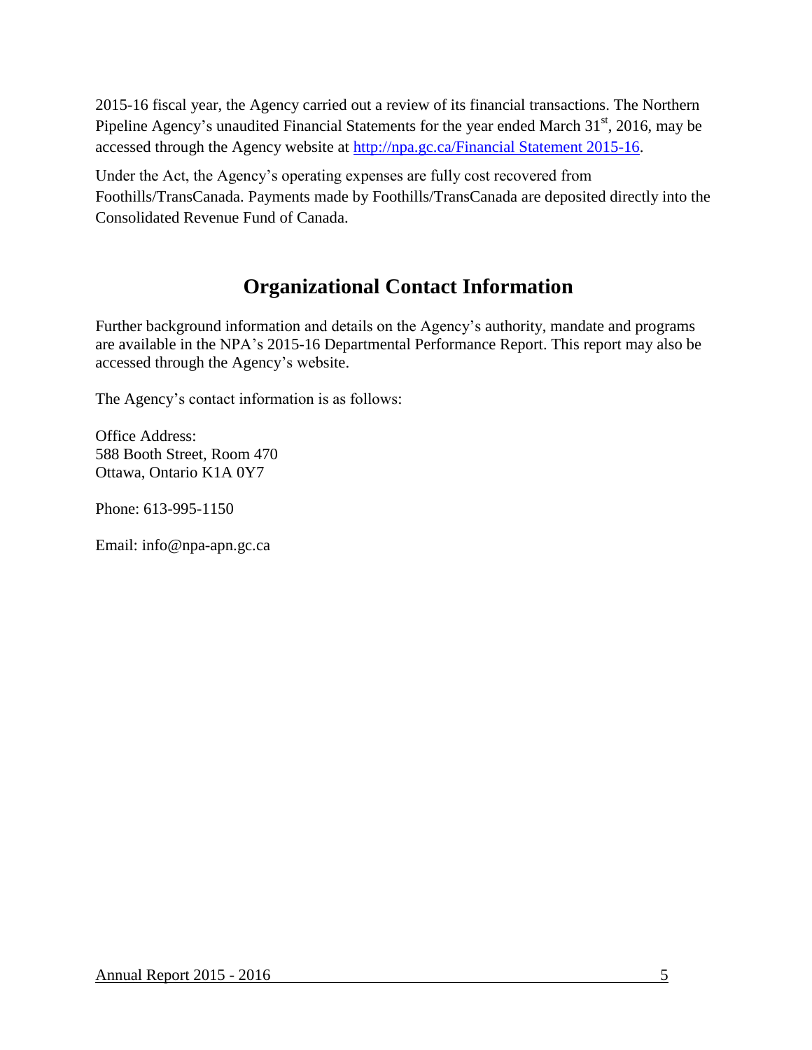2015-16 fiscal year, the Agency carried out a review of its financial transactions. The Northern Pipeline Agency's unaudited Financial Statements for the year ended March 31st, 2016, may be accessed through the Agency website at [http://npa.gc.ca/Financial Statement 2015-16](http://npa.gc.ca/Financial Statement 2015-16).

Under the Act, the Agency's operating expenses are fully cost recovered from Foothills/TransCanada. Payments made by Foothills/TransCanada are deposited directly into the Consolidated Revenue Fund of Canada.

## Organizational Contact Information

Further background information and details on the Agency's authority, mandate and programs are available in the NPA's 2015-16 Departmental Performance Report. This report may also be accessed through the Agency's website.

The Agency's contact information is as follows:

Office Address:
588 Booth Street, Room 470
Ottawa, Ontario K1A 0Y7

Phone: 613-995-1150

Email: info@npa-apn.gc.ca